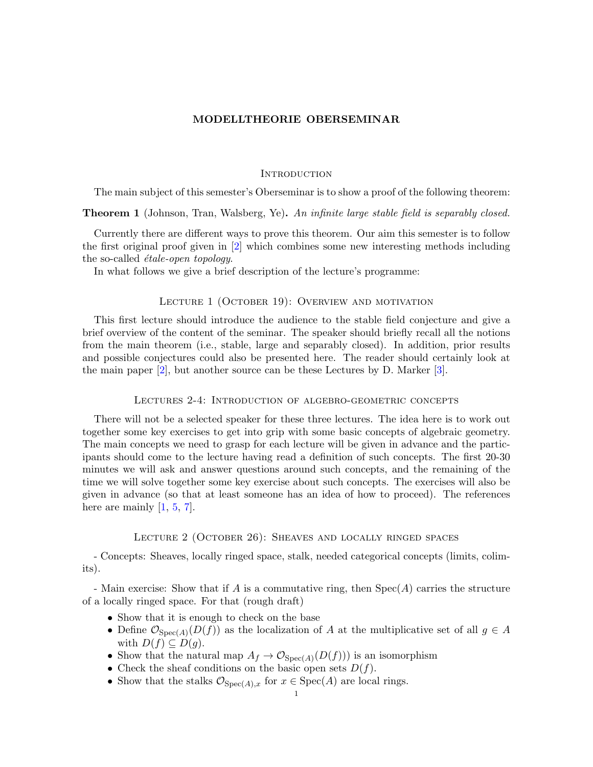# MODELLTHEORIE OBERSEMINAR

## Introduction

The main subject of this semester's Oberseminar is to show a proof of the following theorem:

**Theorem 1** (Johnson, Tran, Walsberg, Ye)**.** *An infinite large stable field is separably closed.*

Currently there are different ways to prove this theorem. Our aim this semester is to follow the first original proof given in [2] which combines some new interesting methods including the so-called *étale-open topology*.

In what follows we give a brief description of the lecture's programme:

## Lecture 1 (October 19): Overview and motivation

This first lecture should introduce the audience to the stable field conjecture and give a brief overview of the content of the seminar. The speaker should briefly recall all the notions from the main theorem (i.e., stable, large and separably closed). In addition, prior results and possible conjectures could also be presented here. The reader should certainly look at the main paper [2], but another source can be these Lectures by D. Marker [3].

## Lectures 2-4: Introduction of algebro-geometric concepts

There will not be a selected speaker for these three lectures. The idea here is to work out together some key exercises to get into grip with some basic concepts of algebraic geometry. The main concepts we need to grasp for each lecture will be given in advance and the participants should come to the lecture having read a definition of such concepts. The first 20-30 minutes we will ask and answer questions around such concepts, and the remaining of the time we will solve together some key exercise about such concepts. The exercises will also be given in advance (so that at least someone has an idea of how to proceed). The references here are mainly [1, 5, 7].

## Lecture 2 (October 26): Sheaves and locally ringed spaces

- Concepts: Sheaves, locally ringed space, stalk, needed categorical concepts (limits, colimits).

- Main exercise: Show that if $A$ is a commutative ring, then $\mathrm{Spec}(A)$ carries the structure of a locally ringed space. For that (rough draft)

- Show that it is enough to check on the base
- Define $\mathcal{O}_{\mathrm{Spec}(A)}(D(f))$ as the localization of $A$ at the multiplicative set of all $g \in A$ with $D(f) \subseteq D(g)$.
- Show that the natural map $A_f \to \mathcal{O}_{\mathrm{Spec}(A)}(D(f)))$ is an isomorphism
- Check the sheaf conditions on the basic open sets $D(f)$.
- Show that the stalks $\mathcal{O}_{\mathrm{Spec}(A),x}$ for $x \in \mathrm{Spec}(A)$ are local rings.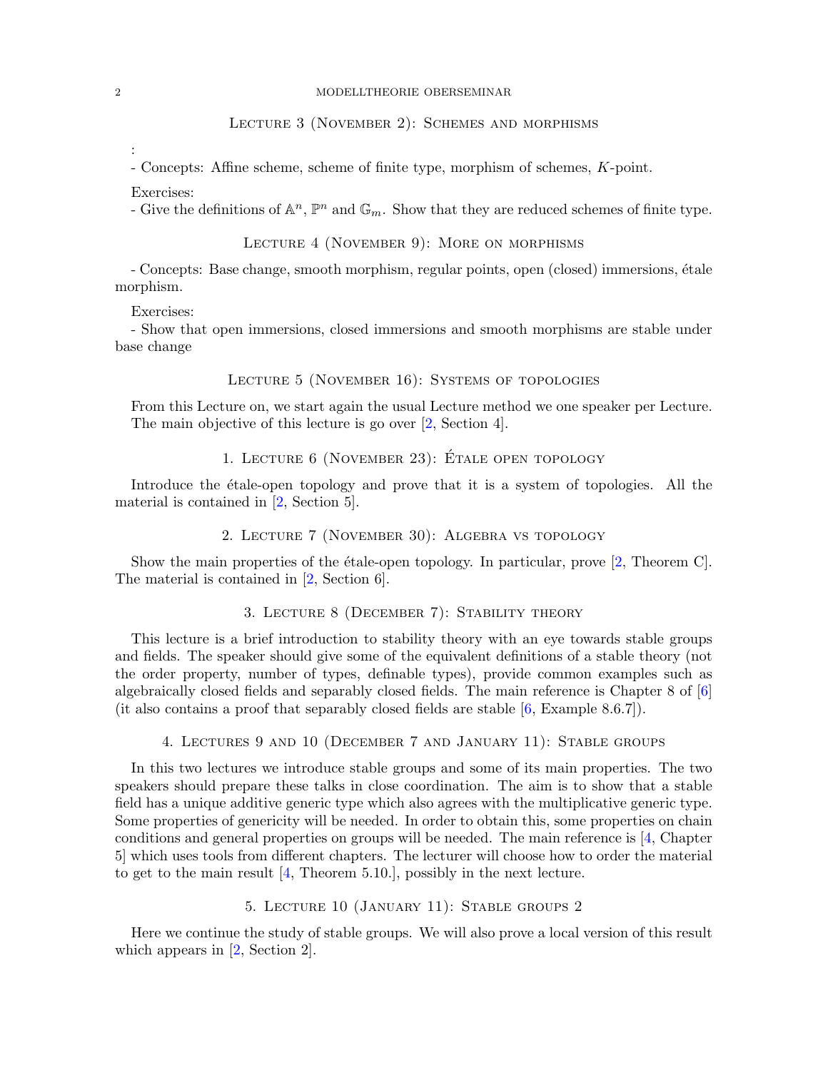## Lecture 3 (November 2): Schemes and morphisms

:

- Concepts: Affine scheme, scheme of finite type, morphism of schemes, $K$-point.

Exercises:

- Give the definitions of $\mathbb{A}^n$, $\mathbb{P}^n$ and $\mathbb{G}_m$. Show that they are reduced schemes of finite type.

## Lecture 4 (November 9): More on morphisms

- Concepts: Base change, smooth morphism, regular points, open (closed) immersions, étale morphism.

Exercises:

- Show that open immersions, closed immersions and smooth morphisms are stable under base change

## Lecture 5 (November 16): Systems of topologies

From this Lecture on, we start again the usual Lecture method we one speaker per Lecture. The main objective of this lecture is go over [2, Section 4].

## 1. Lecture 6 (November 23): Étale open topology

Introduce the étale-open topology and prove that it is a system of topologies. All the material is contained in [2, Section 5].

## 2. Lecture 7 (November 30): Algebra vs topology

Show the main properties of the étale-open topology. In particular, prove [2, Theorem C]. The material is contained in [2, Section 6].

## 3. Lecture 8 (December 7): Stability theory

This lecture is a brief introduction to stability theory with an eye towards stable groups and fields. The speaker should give some of the equivalent definitions of a stable theory (not the order property, number of types, definable types), provide common examples such as algebraically closed fields and separably closed fields. The main reference is Chapter 8 of [6] (it also contains a proof that separably closed fields are stable [6, Example 8.6.7]).

## 4. Lectures 9 and 10 (December 7 and January 11): Stable groups

In this two lectures we introduce stable groups and some of its main properties. The two speakers should prepare these talks in close coordination. The aim is to show that a stable field has a unique additive generic type which also agrees with the multiplicative generic type. Some properties of genericity will be needed. In order to obtain this, some properties on chain conditions and general properties on groups will be needed. The main reference is [4, Chapter 5] which uses tools from different chapters. The lecturer will choose how to order the material to get to the main result [4, Theorem 5.10.], possibly in the next lecture.

## 5. Lecture 10 (January 11): Stable groups 2

Here we continue the study of stable groups. We will also prove a local version of this result which appears in [2, Section 2].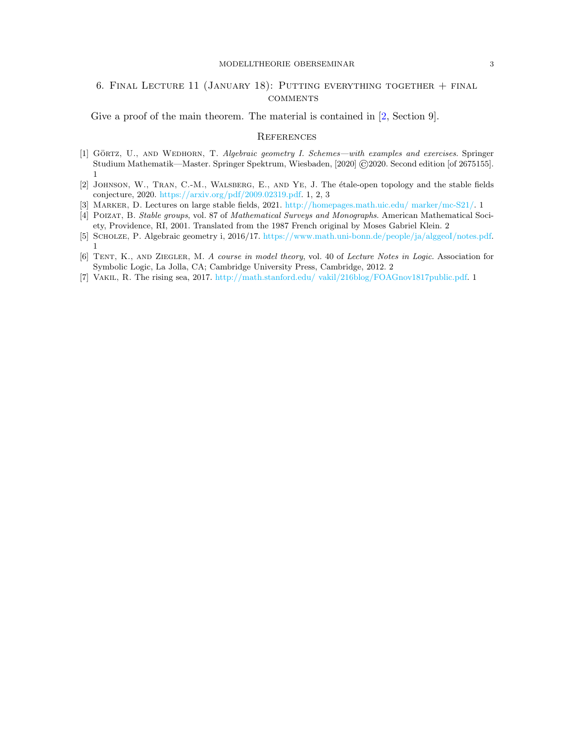## 6. Final Lecture 11 (January 18): Putting everything together + final comments

Give a proof of the main theorem. The material is contained in [2, Section 9].

## References

[1] Görtz, U., and Wedhorn, T. *Algebraic geometry I. Schemes—with examples and exercises.* Springer Studium Mathematik—Master. Springer Spektrum, Wiesbaden, [2020] ©2020. Second edition [of 2675155]. 1

[2] Johnson, W., Tran, C.-M., Walsberg, E., and Ye, J. The étale-open topology and the stable fields conjecture, 2020. https://arxiv.org/pdf/2009.02319.pdf. 1, 2, 3

[3] Marker, D. Lectures on large stable fields, 2021. http://homepages.math.uic.edu/ marker/mc-S21/. 1

[4] Poizat, B. *Stable groups*, vol. 87 of *Mathematical Surveys and Monographs*. American Mathematical Society, Providence, RI, 2001. Translated from the 1987 French original by Moses Gabriel Klein. 2

[5] Scholze, P. Algebraic geometry i, 2016/17. https://www.math.uni-bonn.de/people/ja/alggeoI/notes.pdf. 1

[6] Tent, K., and Ziegler, M. *A course in model theory*, vol. 40 of *Lecture Notes in Logic*. Association for Symbolic Logic, La Jolla, CA; Cambridge University Press, Cambridge, 2012. 2

[7] Vakil, R. The rising sea, 2017. http://math.stanford.edu/ vakil/216blog/FOAGnov1817public.pdf. 1